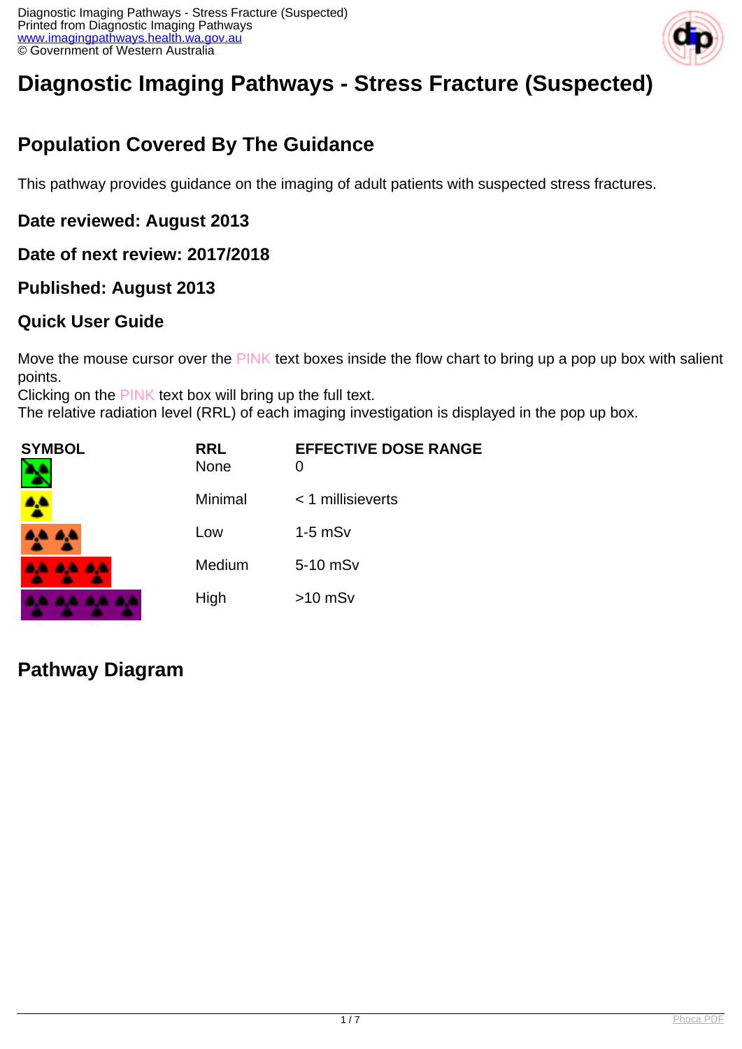# Diagnostic Imaging Pathways - Stress Fracture (Suspected)

## Population Covered By The Guidance

This pathway provides guidance on the imaging of adult patients with suspected stress fractures.

### Date reviewed: August 2013

### Date of next review: 2017/2018

### Published: August 2013

### Quick User Guide

Move the mouse cursor over the PINK text boxes inside the flow chart to bring up a pop up box with salient points.
Clicking on the PINK text box will bring up the full text.
The relative radiation level (RRL) of each imaging investigation is displayed in the pop up box.

| SYMBOL | RRL | EFFECTIVE DOSE RANGE |
|---|---|---|
| | None | 0 |
| | Minimal | < 1 millisieverts |
| | Low | 1-5 mSv |
| | Medium | 5-10 mSv |
| | High | >10 mSv |

## Pathway Diagram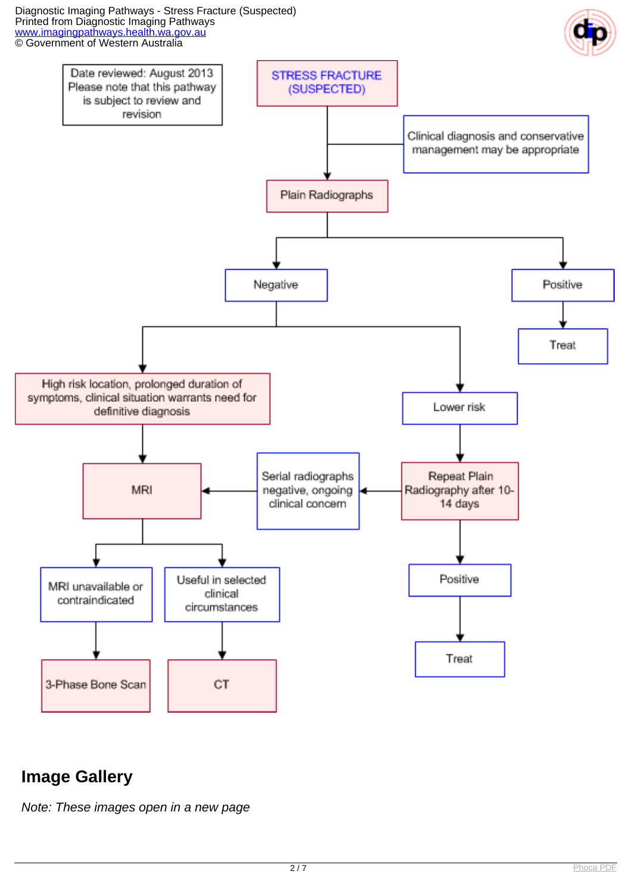Date reviewed: August 2013
Please note that this pathway is subject to review and revision

**STRESS FRACTURE (SUSPECTED)**

- Clinical diagnosis and conservative management may be appropriate
- Plain Radiographs
  - Positive
    - Treat
  - Negative
    - High risk location, prolonged duration of symptoms, clinical situation warrants need for definitive diagnosis
      - MRI
        - MRI unavailable or contraindicated
          - 3-Phase Bone Scan
        - Useful in selected clinical circumstances
          - CT
    - Lower risk
      - Repeat Plain Radiography after 10-14 days
        - Positive
          - Treat
        - Serial radiographs negative, ongoing clinical concern
          - MRI

## Image Gallery

*Note: These images open in a new page*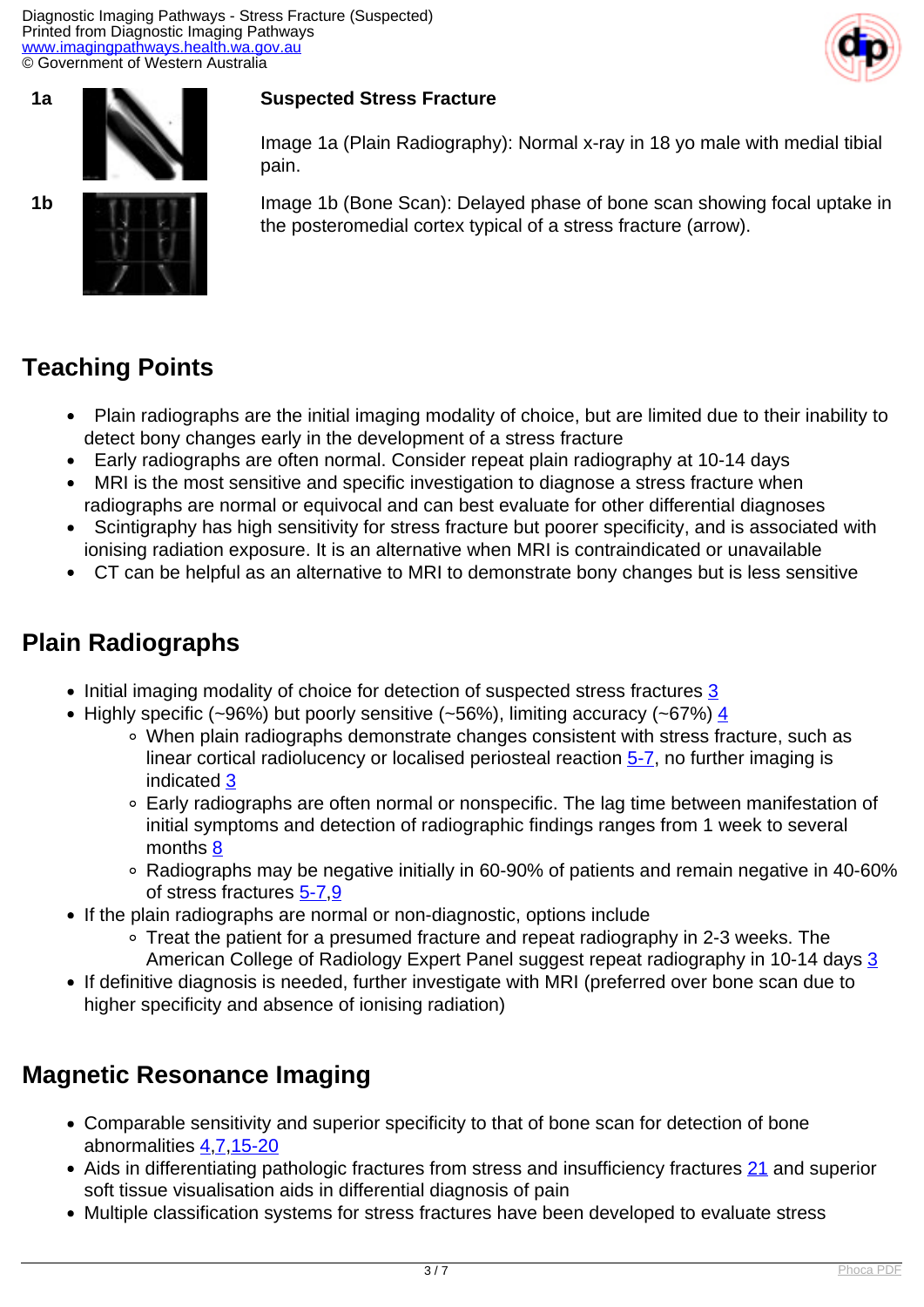**1a**

**Suspected Stress Fracture**

Image 1a (Plain Radiography): Normal x-ray in 18 yo male with medial tibial pain.

**1b**

Image 1b (Bone Scan): Delayed phase of bone scan showing focal uptake in the posteromedial cortex typical of a stress fracture (arrow).

## Teaching Points

- Plain radiographs are the initial imaging modality of choice, but are limited due to their inability to detect bony changes early in the development of a stress fracture
- Early radiographs are often normal. Consider repeat plain radiography at 10-14 days
- MRI is the most sensitive and specific investigation to diagnose a stress fracture when radiographs are normal or equivocal and can best evaluate for other differential diagnoses
- Scintigraphy has high sensitivity for stress fracture but poorer specificity, and is associated with ionising radiation exposure. It is an alternative when MRI is contraindicated or unavailable
- CT can be helpful as an alternative to MRI to demonstrate bony changes but is less sensitive

## Plain Radiographs

- Initial imaging modality of choice for detection of suspected stress fractures 3
- Highly specific (~96%) but poorly sensitive (~56%), limiting accuracy (~67%) 4
  - When plain radiographs demonstrate changes consistent with stress fracture, such as linear cortical radiolucency or localised periosteal reaction 5-7, no further imaging is indicated 3
  - Early radiographs are often normal or nonspecific. The lag time between manifestation of initial symptoms and detection of radiographic findings ranges from 1 week to several months 8
  - Radiographs may be negative initially in 60-90% of patients and remain negative in 40-60% of stress fractures 5-7,9
- If the plain radiographs are normal or non-diagnostic, options include
  - Treat the patient for a presumed fracture and repeat radiography in 2-3 weeks. The American College of Radiology Expert Panel suggest repeat radiography in 10-14 days 3
- If definitive diagnosis is needed, further investigate with MRI (preferred over bone scan due to higher specificity and absence of ionising radiation)

## Magnetic Resonance Imaging

- Comparable sensitivity and superior specificity to that of bone scan for detection of bone abnormalities 4,7,15-20
- Aids in differentiating pathologic fractures from stress and insufficiency fractures 21 and superior soft tissue visualisation aids in differential diagnosis of pain
- Multiple classification systems for stress fractures have been developed to evaluate stress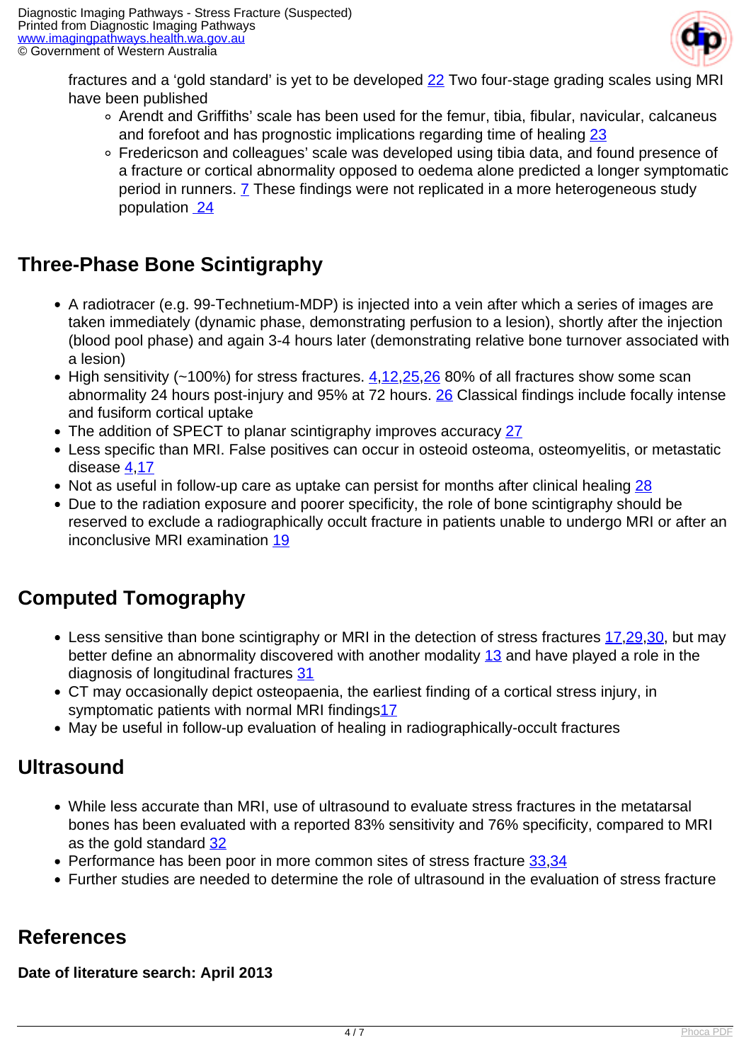fractures and a 'gold standard' is yet to be developed [22] Two four-stage grading scales using MRI have been published

- Arendt and Griffiths' scale has been used for the femur, tibia, fibular, navicular, calcaneus and forefoot and has prognostic implications regarding time of healing [23]
- Fredericson and colleagues' scale was developed using tibia data, and found presence of a fracture or cortical abnormality opposed to oedema alone predicted a longer symptomatic period in runners. [7] These findings were not replicated in a more heterogeneous study population [24]

## Three-Phase Bone Scintigraphy

- A radiotracer (e.g. 99-Technetium-MDP) is injected into a vein after which a series of images are taken immediately (dynamic phase, demonstrating perfusion to a lesion), shortly after the injection (blood pool phase) and again 3-4 hours later (demonstrating relative bone turnover associated with a lesion)
- High sensitivity (~100%) for stress fractures. [4,12,25,26] 80% of all fractures show some scan abnormality 24 hours post-injury and 95% at 72 hours. [26] Classical findings include focally intense and fusiform cortical uptake
- The addition of SPECT to planar scintigraphy improves accuracy [27]
- Less specific than MRI. False positives can occur in osteoid osteoma, osteomyelitis, or metastatic disease [4,17]
- Not as useful in follow-up care as uptake can persist for months after clinical healing [28]
- Due to the radiation exposure and poorer specificity, the role of bone scintigraphy should be reserved to exclude a radiographically occult fracture in patients unable to undergo MRI or after an inconclusive MRI examination [19]

## Computed Tomography

- Less sensitive than bone scintigraphy or MRI in the detection of stress fractures [17,29,30], but may better define an abnormality discovered with another modality [13] and have played a role in the diagnosis of longitudinal fractures [31]
- CT may occasionally depict osteopaenia, the earliest finding of a cortical stress injury, in symptomatic patients with normal MRI findings[17]
- May be useful in follow-up evaluation of healing in radiographically-occult fractures

## Ultrasound

- While less accurate than MRI, use of ultrasound to evaluate stress fractures in the metatarsal bones has been evaluated with a reported 83% sensitivity and 76% specificity, compared to MRI as the gold standard [32]
- Performance has been poor in more common sites of stress fracture [33,34]
- Further studies are needed to determine the role of ultrasound in the evaluation of stress fracture

## References

**Date of literature search: April 2013**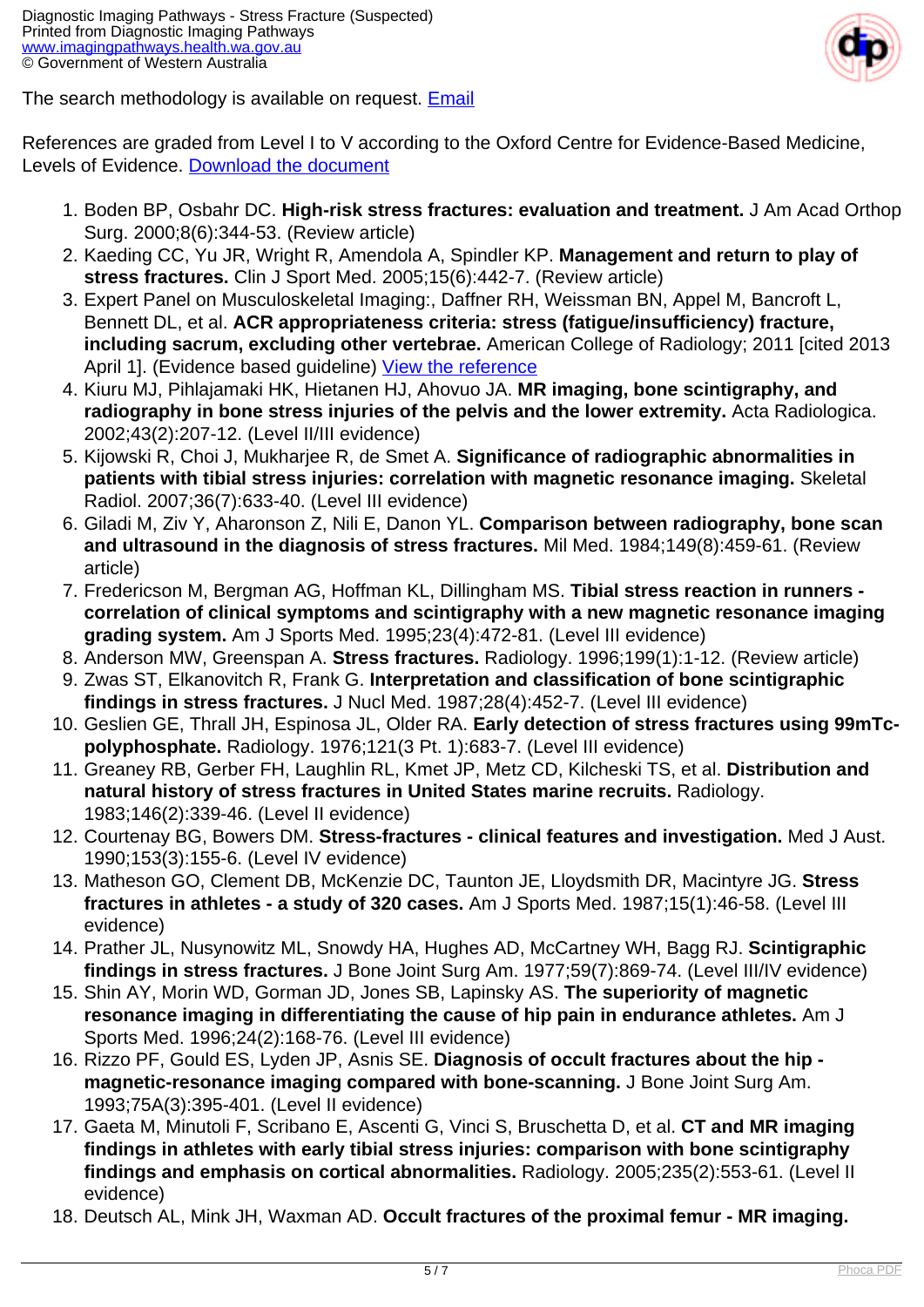The search methodology is available on request. [Email]

References are graded from Level I to V according to the Oxford Centre for Evidence-Based Medicine, Levels of Evidence. [Download the document]

1. Boden BP, Osbahr DC. **High-risk stress fractures: evaluation and treatment.** J Am Acad Orthop Surg. 2000;8(6):344-53. (Review article)
2. Kaeding CC, Yu JR, Wright R, Amendola A, Spindler KP. **Management and return to play of stress fractures.** Clin J Sport Med. 2005;15(6):442-7. (Review article)
3. Expert Panel on Musculoskeletal Imaging:, Daffner RH, Weissman BN, Appel M, Bancroft L, Bennett DL, et al. **ACR appropriateness criteria: stress (fatigue/insufficiency) fracture, including sacrum, excluding other vertebrae.** American College of Radiology; 2011 [cited 2013 April 1]. (Evidence based guideline) [View the reference]
4. Kiuru MJ, Pihlajamaki HK, Hietanen HJ, Ahovuo JA. **MR imaging, bone scintigraphy, and radiography in bone stress injuries of the pelvis and the lower extremity.** Acta Radiologica. 2002;43(2):207-12. (Level II/III evidence)
5. Kijowski R, Choi J, Mukharjee R, de Smet A. **Significance of radiographic abnormalities in patients with tibial stress injuries: correlation with magnetic resonance imaging.** Skeletal Radiol. 2007;36(7):633-40. (Level III evidence)
6. Giladi M, Ziv Y, Aharonson Z, Nili E, Danon YL. **Comparison between radiography, bone scan and ultrasound in the diagnosis of stress fractures.** Mil Med. 1984;149(8):459-61. (Review article)
7. Fredericson M, Bergman AG, Hoffman KL, Dillingham MS. **Tibial stress reaction in runners - correlation of clinical symptoms and scintigraphy with a new magnetic resonance imaging grading system.** Am J Sports Med. 1995;23(4):472-81. (Level III evidence)
8. Anderson MW, Greenspan A. **Stress fractures.** Radiology. 1996;199(1):1-12. (Review article)
9. Zwas ST, Elkanovitch R, Frank G. **Interpretation and classification of bone scintigraphic findings in stress fractures.** J Nucl Med. 1987;28(4):452-7. (Level III evidence)
10. Geslien GE, Thrall JH, Espinosa JL, Older RA. **Early detection of stress fractures using 99mTc-polyphosphate.** Radiology. 1976;121(3 Pt. 1):683-7. (Level III evidence)
11. Greaney RB, Gerber FH, Laughlin RL, Kmet JP, Metz CD, Kilcheski TS, et al. **Distribution and natural history of stress fractures in United States marine recruits.** Radiology. 1983;146(2):339-46. (Level II evidence)
12. Courtenay BG, Bowers DM. **Stress-fractures - clinical features and investigation.** Med J Aust. 1990;153(3):155-6. (Level IV evidence)
13. Matheson GO, Clement DB, McKenzie DC, Taunton JE, Lloydsmith DR, Macintyre JG. **Stress fractures in athletes - a study of 320 cases.** Am J Sports Med. 1987;15(1):46-58. (Level III evidence)
14. Prather JL, Nusynowitz ML, Snowdy HA, Hughes AD, McCartney WH, Bagg RJ. **Scintigraphic findings in stress fractures.** J Bone Joint Surg Am. 1977;59(7):869-74. (Level III/IV evidence)
15. Shin AY, Morin WD, Gorman JD, Jones SB, Lapinsky AS. **The superiority of magnetic resonance imaging in differentiating the cause of hip pain in endurance athletes.** Am J Sports Med. 1996;24(2):168-76. (Level III evidence)
16. Rizzo PF, Gould ES, Lyden JP, Asnis SE. **Diagnosis of occult fractures about the hip - magnetic-resonance imaging compared with bone-scanning.** J Bone Joint Surg Am. 1993;75A(3):395-401. (Level II evidence)
17. Gaeta M, Minutoli F, Scribano E, Ascenti G, Vinci S, Bruschetta D, et al. **CT and MR imaging findings in athletes with early tibial stress injuries: comparison with bone scintigraphy findings and emphasis on cortical abnormalities.** Radiology. 2005;235(2):553-61. (Level II evidence)
18. Deutsch AL, Mink JH, Waxman AD. **Occult fractures of the proximal femur - MR imaging.**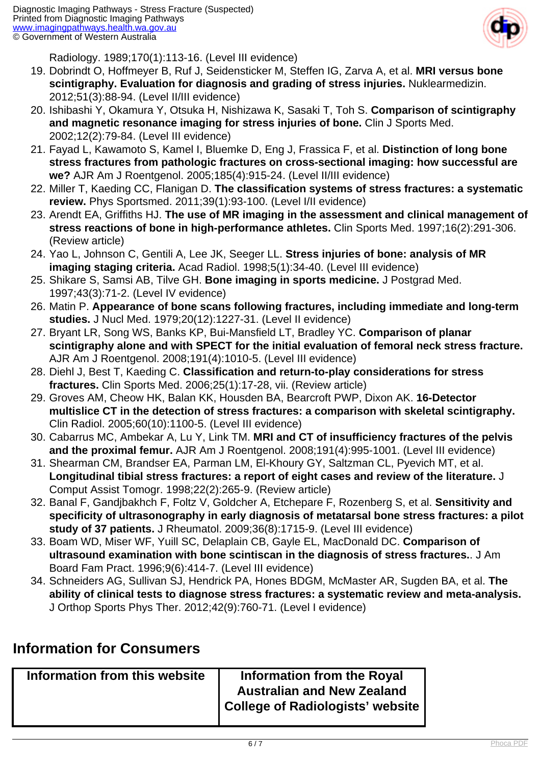Radiology. 1989;170(1):113-16. (Level III evidence)

19. Dobrindt O, Hoffmeyer B, Ruf J, Seidensticker M, Steffen IG, Zarva A, et al. **MRI versus bone scintigraphy. Evaluation for diagnosis and grading of stress injuries.** Nuklearmedizin. 2012;51(3):88-94. (Level II/III evidence)
20. Ishibashi Y, Okamura Y, Otsuka H, Nishizawa K, Sasaki T, Toh S. **Comparison of scintigraphy and magnetic resonance imaging for stress injuries of bone.** Clin J Sports Med. 2002;12(2):79-84. (Level III evidence)
21. Fayad L, Kawamoto S, Kamel I, Bluemke D, Eng J, Frassica F, et al. **Distinction of long bone stress fractures from pathologic fractures on cross-sectional imaging: how successful are we?** AJR Am J Roentgenol. 2005;185(4):915-24. (Level II/III evidence)
22. Miller T, Kaeding CC, Flanigan D. **The classification systems of stress fractures: a systematic review.** Phys Sportsmed. 2011;39(1):93-100. (Level I/II evidence)
23. Arendt EA, Griffiths HJ. **The use of MR imaging in the assessment and clinical management of stress reactions of bone in high-performance athletes.** Clin Sports Med. 1997;16(2):291-306. (Review article)
24. Yao L, Johnson C, Gentili A, Lee JK, Seeger LL. **Stress injuries of bone: analysis of MR imaging staging criteria.** Acad Radiol. 1998;5(1):34-40. (Level III evidence)
25. Shikare S, Samsi AB, Tilve GH. **Bone imaging in sports medicine.** J Postgrad Med. 1997;43(3):71-2. (Level IV evidence)
26. Matin P. **Appearance of bone scans following fractures, including immediate and long-term studies.** J Nucl Med. 1979;20(12):1227-31. (Level II evidence)
27. Bryant LR, Song WS, Banks KP, Bui-Mansfield LT, Bradley YC. **Comparison of planar scintigraphy alone and with SPECT for the initial evaluation of femoral neck stress fracture.** AJR Am J Roentgenol. 2008;191(4):1010-5. (Level III evidence)
28. Diehl J, Best T, Kaeding C. **Classification and return-to-play considerations for stress fractures.** Clin Sports Med. 2006;25(1):17-28, vii. (Review article)
29. Groves AM, Cheow HK, Balan KK, Housden BA, Bearcroft PWP, Dixon AK. **16-Detector multislice CT in the detection of stress fractures: a comparison with skeletal scintigraphy.** Clin Radiol. 2005;60(10):1100-5. (Level III evidence)
30. Cabarrus MC, Ambekar A, Lu Y, Link TM. **MRI and CT of insufficiency fractures of the pelvis and the proximal femur.** AJR Am J Roentgenol. 2008;191(4):995-1001. (Level III evidence)
31. Shearman CM, Brandser EA, Parman LM, El-Khoury GY, Saltzman CL, Pyevich MT, et al. **Longitudinal tibial stress fractures: a report of eight cases and review of the literature.** J Comput Assist Tomogr. 1998;22(2):265-9. (Review article)
32. Banal F, Gandjbakhch F, Foltz V, Goldcher A, Etchepare F, Rozenberg S, et al. **Sensitivity and specificity of ultrasonography in early diagnosis of metatarsal bone stress fractures: a pilot study of 37 patients.** J Rheumatol. 2009;36(8):1715-9. (Level III evidence)
33. Boam WD, Miser WF, Yuill SC, Delaplain CB, Gayle EL, MacDonald DC. **Comparison of ultrasound examination with bone scintiscan in the diagnosis of stress fractures.**. J Am Board Fam Pract. 1996;9(6):414-7. (Level III evidence)
34. Schneiders AG, Sullivan SJ, Hendrick PA, Hones BDGM, McMaster AR, Sugden BA, et al. **The ability of clinical tests to diagnose stress fractures: a systematic review and meta-analysis.** J Orthop Sports Phys Ther. 2012;42(9):760-71. (Level I evidence)

## Information for Consumers

| Information from this website | Information from the Royal Australian and New Zealand College of Radiologists' website |
| --- | --- |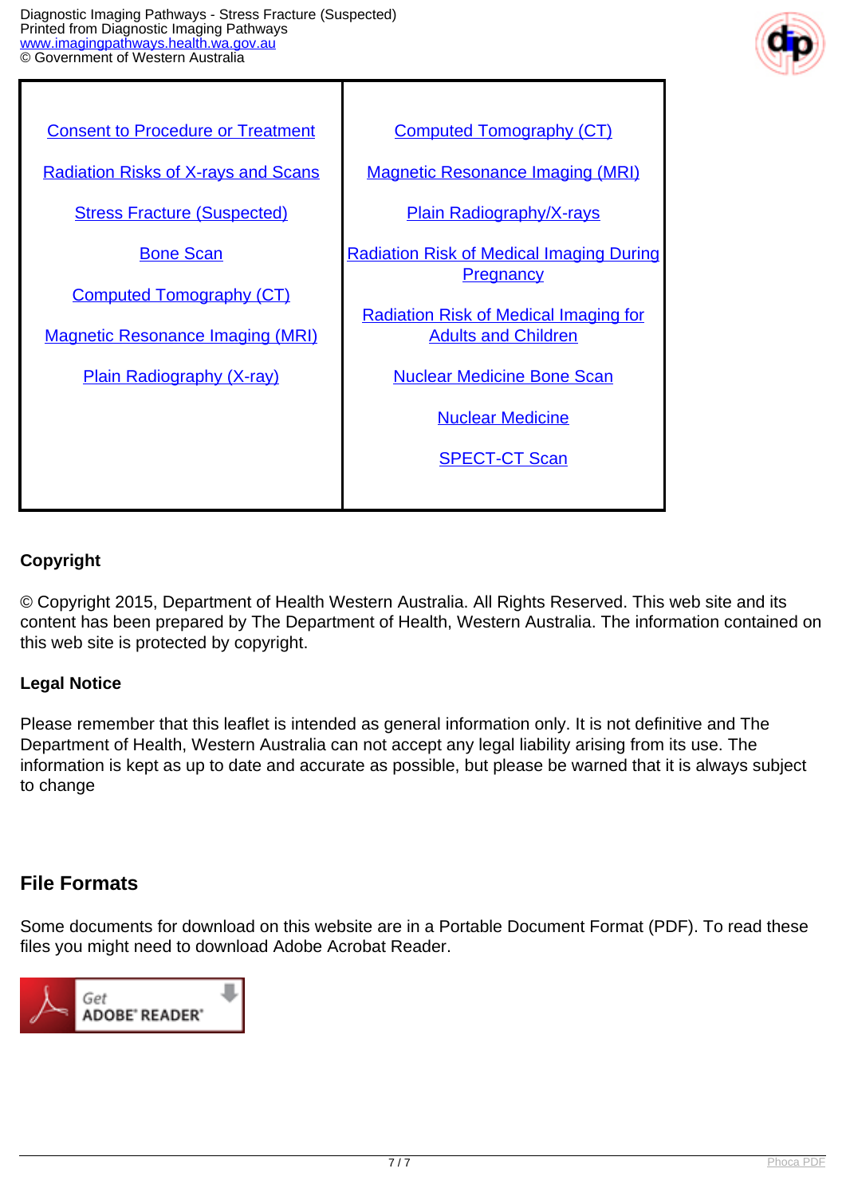| | |
|---|---|
| Consent to Procedure or Treatment | Computed Tomography (CT) |
| Radiation Risks of X-rays and Scans | Magnetic Resonance Imaging (MRI) |
| Stress Fracture (Suspected) | Plain Radiography/X-rays |
| Bone Scan | Radiation Risk of Medical Imaging During Pregnancy |
| Computed Tomography (CT) | Radiation Risk of Medical Imaging for Adults and Children |
| Magnetic Resonance Imaging (MRI) | Nuclear Medicine Bone Scan |
| Plain Radiography (X-ray) | Nuclear Medicine |
| | SPECT-CT Scan |

**Copyright**

© Copyright 2015, Department of Health Western Australia. All Rights Reserved. This web site and its content has been prepared by The Department of Health, Western Australia. The information contained on this web site is protected by copyright.

**Legal Notice**

Please remember that this leaflet is intended as general information only. It is not definitive and The Department of Health, Western Australia can not accept any legal liability arising from its use. The information is kept as up to date and accurate as possible, but please be warned that it is always subject to change

## File Formats

Some documents for download on this website are in a Portable Document Format (PDF). To read these files you might need to download Adobe Acrobat Reader.

Get ADOBE® READER®